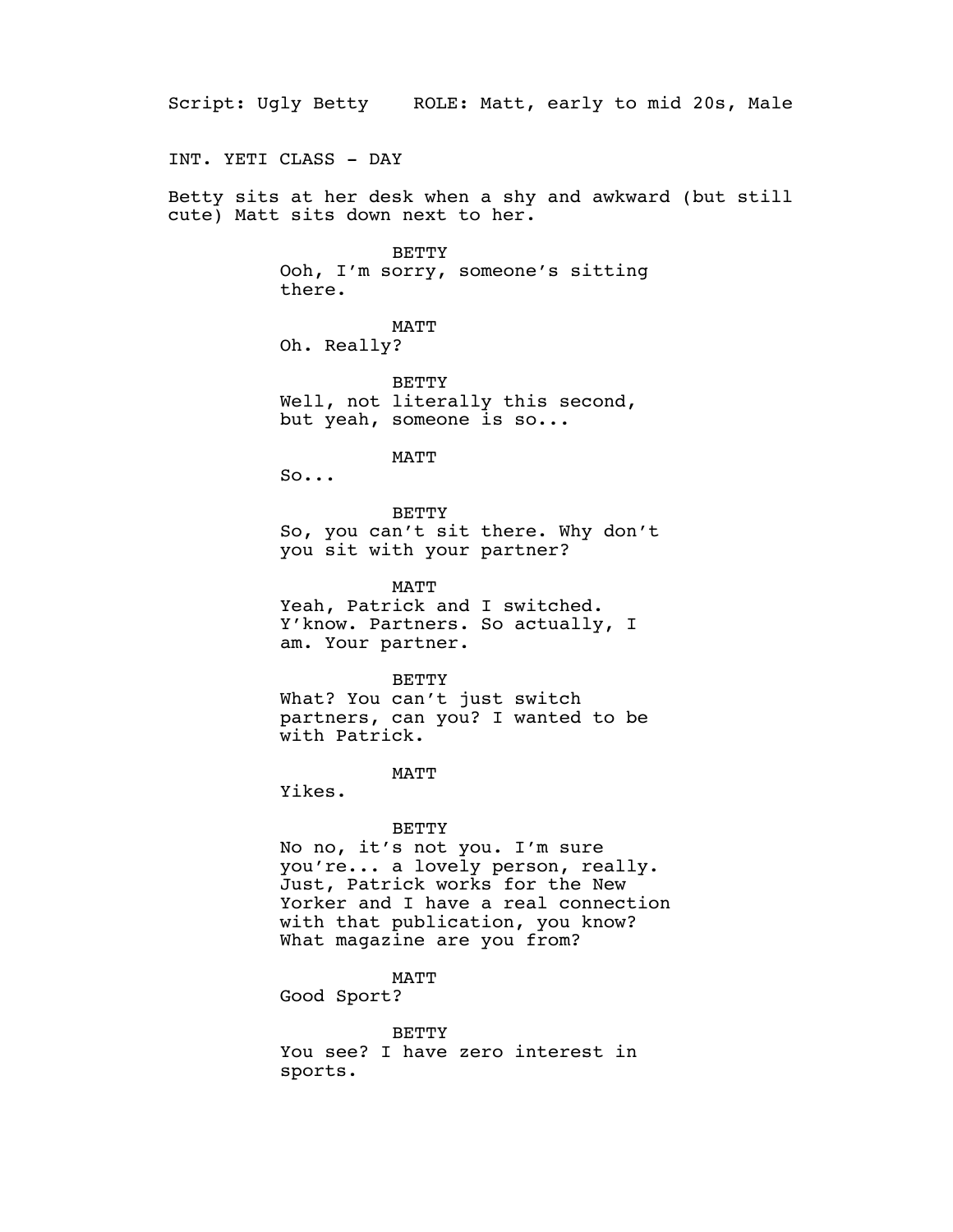Script: Ugly Betty    ROLE: Matt, early to mid 20s, Male

INT. YETI CLASS - DAY

Betty sits at her desk when a shy and awkward (but still cute) Matt sits down next to her.

BETTY
Ooh, I'm sorry, someone's sitting there.

MATT
Oh. Really?

BETTY
Well, not literally this second, but yeah, someone is so...

MATT
So...

BETTY
So, you can't sit there. Why don't you sit with your partner?

MATT
Yeah, Patrick and I switched. Y'know. Partners. So actually, I am. Your partner.

BETTY
What? You can't just switch partners, can you? I wanted to be with Patrick.

MATT
Yikes.

BETTY
No no, it's not you. I'm sure you're... a lovely person, really. Just, Patrick works for the New Yorker and I have a real connection with that publication, you know? What magazine are you from?

MATT
Good Sport?

BETTY
You see? I have zero interest in sports.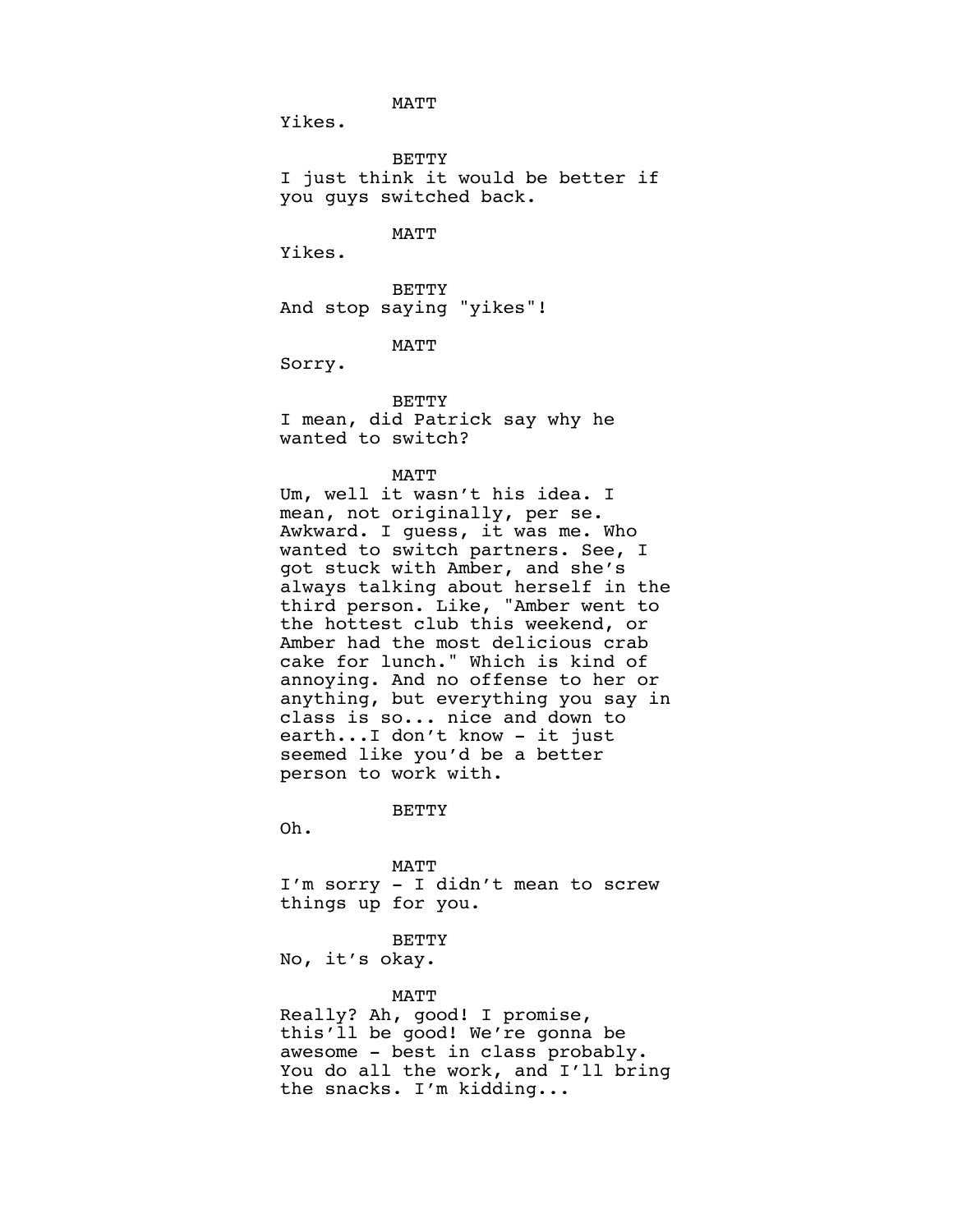MATT

Yikes.

BETTY

I just think it would be better if you guys switched back.

MATT

Yikes.

BETTY

And stop saying "yikes"!

MATT

Sorry.

BETTY

I mean, did Patrick say why he wanted to switch?

MATT

Um, well it wasn't his idea. I mean, not originally, per se. Awkward. I guess, it was me. Who wanted to switch partners. See, I got stuck with Amber, and she's always talking about herself in the third person. Like, "Amber went to the hottest club this weekend, or Amber had the most delicious crab cake for lunch." Which is kind of annoying. And no offense to her or anything, but everything you say in class is so... nice and down to earth...I don't know - it just seemed like you'd be a better person to work with.

BETTY

Oh.

MATT

I'm sorry - I didn't mean to screw things up for you.

BETTY

No, it's okay.

MATT

Really? Ah, good! I promise, this'll be good! We're gonna be awesome - best in class probably. You do all the work, and I'll bring the snacks. I'm kidding...